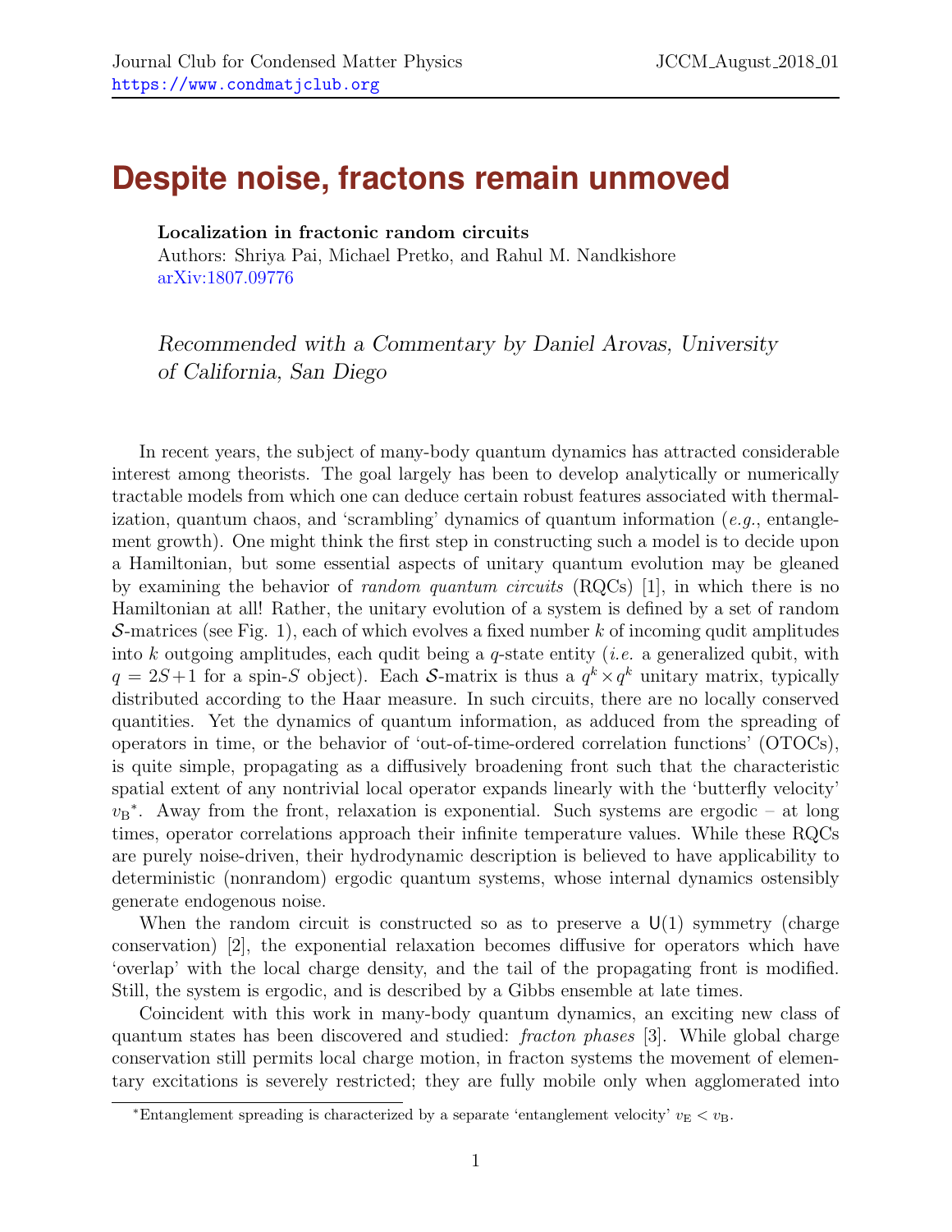# Despite noise, fractons remain unmoved

**Localization in fractonic random circuits**
Authors: Shriya Pai, Michael Pretko, and Rahul M. Nandkishore
arXiv:1807.09776

*Recommended with a Commentary by Daniel Arovas, University of California, San Diego*

In recent years, the subject of many-body quantum dynamics has attracted considerable interest among theorists. The goal largely has been to develop analytically or numerically tractable models from which one can deduce certain robust features associated with thermalization, quantum chaos, and 'scrambling' dynamics of quantum information (*e.g.*, entanglement growth). One might think the first step in constructing such a model is to decide upon a Hamiltonian, but some essential aspects of unitary quantum evolution may be gleaned by examining the behavior of *random quantum circuits* (RQCs) [1], in which there is no Hamiltonian at all! Rather, the unitary evolution of a system is defined by a set of random $\mathcal{S}$-matrices (see Fig. 1), each of which evolves a fixed number $k$ of incoming qudit amplitudes into $k$ outgoing amplitudes, each qudit being a $q$-state entity (*i.e.* a generalized qubit, with $q = 2S+1$ for a spin-$S$ object). Each $\mathcal{S}$-matrix is thus a $q^k \times q^k$ unitary matrix, typically distributed according to the Haar measure. In such circuits, there are no locally conserved quantities. Yet the dynamics of quantum information, as adduced from the spreading of operators in time, or the behavior of 'out-of-time-ordered correlation functions' (OTOCs), is quite simple, propagating as a diffusively broadening front such that the characteristic spatial extent of any nontrivial local operator expands linearly with the 'butterfly velocity' $v_{\rm B}$*. Away from the front, relaxation is exponential. Such systems are ergodic – at long times, operator correlations approach their infinite temperature values. While these RQCs are purely noise-driven, their hydrodynamic description is believed to have applicability to deterministic (nonrandom) ergodic quantum systems, whose internal dynamics ostensibly generate endogenous noise.

When the random circuit is constructed so as to preserve a $\mathsf{U}(1)$ symmetry (charge conservation) [2], the exponential relaxation becomes diffusive for operators which have 'overlap' with the local charge density, and the tail of the propagating front is modified. Still, the system is ergodic, and is described by a Gibbs ensemble at late times.

Coincident with this work in many-body quantum dynamics, an exciting new class of quantum states has been discovered and studied: *fracton phases* [3]. While global charge conservation still permits local charge motion, in fracton systems the movement of elementary excitations is severely restricted; they are fully mobile only when agglomerated into

*Entanglement spreading is characterized by a separate 'entanglement velocity' $v_{\rm E} < v_{\rm B}$.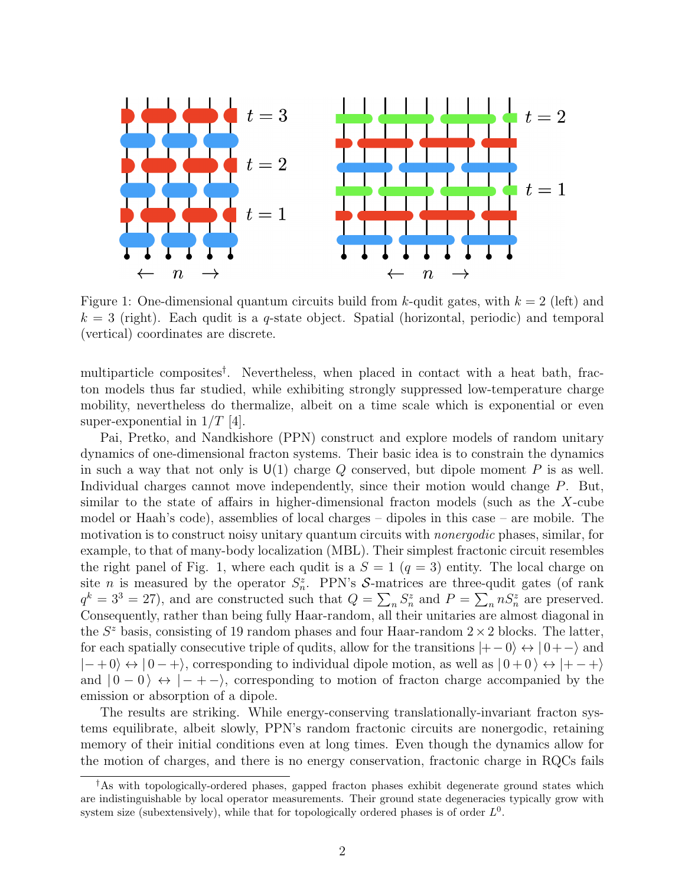Figure 1: One-dimensional quantum circuits build from $k$-qudit gates, with $k = 2$ (left) and $k = 3$ (right). Each qudit is a $q$-state object. Spatial (horizontal, periodic) and temporal (vertical) coordinates are discrete.

multiparticle composites[†]. Nevertheless, when placed in contact with a heat bath, fracton models thus far studied, while exhibiting strongly suppressed low-temperature charge mobility, nevertheless do thermalize, albeit on a time scale which is exponential or even super-exponential in $1/T$ [4].

Pai, Pretko, and Nandkishore (PPN) construct and explore models of random unitary dynamics of one-dimensional fracton systems. Their basic idea is to constrain the dynamics in such a way that not only is $\mathsf{U}(1)$ charge $Q$ conserved, but dipole moment $P$ is as well. Individual charges cannot move independently, since their motion would change $P$. But, similar to the state of affairs in higher-dimensional fracton models (such as the $X$-cube model or Haah's code), assemblies of local charges – dipoles in this case – are mobile. The motivation is to construct noisy unitary quantum circuits with *nonergodic* phases, similar, for example, to that of many-body localization (MBL). Their simplest fractonic circuit resembles the right panel of Fig. 1, where each qudit is a $S = 1$ ($q = 3$) entity. The local charge on site $n$ is measured by the operator $S^z_n$. PPN's $\mathcal{S}$-matrices are three-qudit gates (of rank $q^k = 3^3 = 27$), and are constructed such that $Q = \sum_n S^z_n$ and $P = \sum_n nS^z_n$ are preserved. Consequently, rather than being fully Haar-random, all their unitaries are almost diagonal in the $S^z$ basis, consisting of 19 random phases and four Haar-random $2 \times 2$ blocks. The latter, for each spatially consecutive triple of qudits, allow for the transitions $|+-0\rangle \leftrightarrow |0+-\rangle$ and $|-+0\rangle \leftrightarrow |0-+\rangle$, corresponding to individual dipole motion, as well as $|0+0\rangle \leftrightarrow |+-+\rangle$ and $|0-0\rangle \leftrightarrow |-+-\rangle$, corresponding to motion of fracton charge accompanied by the emission or absorption of a dipole.

The results are striking. While energy-conserving translationally-invariant fracton systems equilibrate, albeit slowly, PPN's random fractonic circuits are nonergodic, retaining memory of their initial conditions even at long times. Even though the dynamics allow for the motion of charges, and there is no energy conservation, fractonic charge in RQCs fails

[†]As with topologically-ordered phases, gapped fracton phases exhibit degenerate ground states which are indistinguishable by local operator measurements. Their ground state degeneracies typically grow with system size (subextensively), while that for topologically ordered phases is of order $L^0$.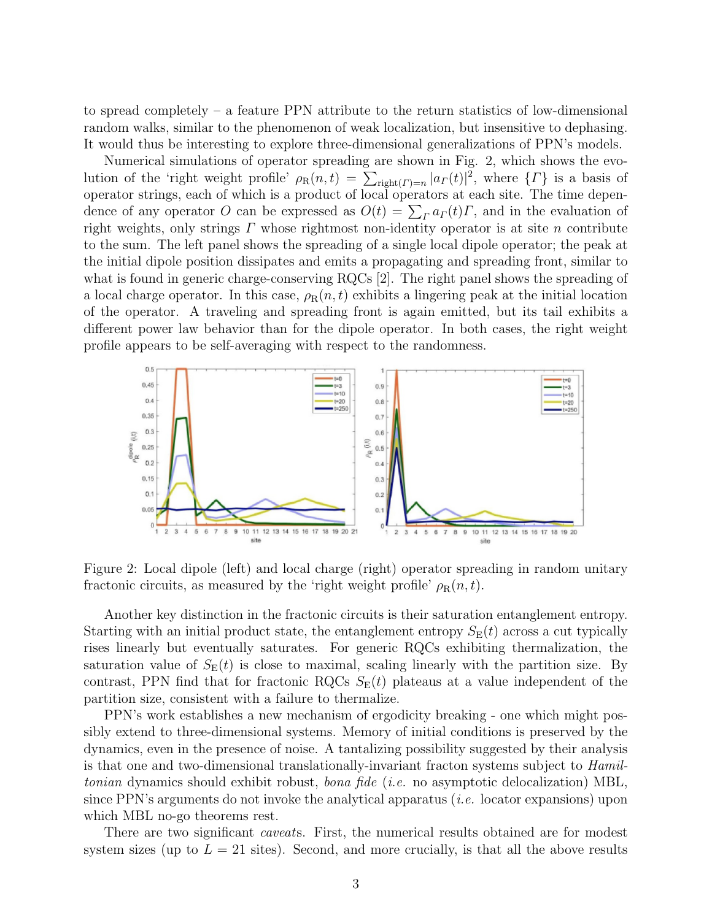to spread completely – a feature PPN attribute to the return statistics of low-dimensional random walks, similar to the phenomenon of weak localization, but insensitive to dephasing. It would thus be interesting to explore three-dimensional generalizations of PPN's models.

Numerical simulations of operator spreading are shown in Fig. 2, which shows the evolution of the 'right weight profile' $\rho_{\rm R}(n,t) = \sum_{{\rm right}(\Gamma)=n} |a_\Gamma(t)|^2$, where $\{\Gamma\}$ is a basis of operator strings, each of which is a product of local operators at each site. The time dependence of any operator $O$ can be expressed as $O(t) = \sum_\Gamma a_\Gamma(t)\Gamma$, and in the evaluation of right weights, only strings $\Gamma$ whose rightmost non-identity operator is at site $n$ contribute to the sum. The left panel shows the spreading of a single local dipole operator; the peak at the initial dipole position dissipates and emits a propagating and spreading front, similar to what is found in generic charge-conserving RQCs [2]. The right panel shows the spreading of a local charge operator. In this case, $\rho_{\rm R}(n,t)$ exhibits a lingering peak at the initial location of the operator. A traveling and spreading front is again emitted, but its tail exhibits a different power law behavior than for the dipole operator. In both cases, the right weight profile appears to be self-averaging with respect to the randomness.

Figure 2: Local dipole (left) and local charge (right) operator spreading in random unitary fractonic circuits, as measured by the 'right weight profile' $\rho_{\rm R}(n,t)$.

Another key distinction in the fractonic circuits is their saturation entanglement entropy. Starting with an initial product state, the entanglement entropy $S_{\rm E}(t)$ across a cut typically rises linearly but eventually saturates. For generic RQCs exhibiting thermalization, the saturation value of $S_{\rm E}(t)$ is close to maximal, scaling linearly with the partition size. By contrast, PPN find that for fractonic RQCs $S_{\rm E}(t)$ plateaus at a value independent of the partition size, consistent with a failure to thermalize.

PPN's work establishes a new mechanism of ergodicity breaking - one which might possibly extend to three-dimensional systems. Memory of initial conditions is preserved by the dynamics, even in the presence of noise. A tantalizing possibility suggested by their analysis is that one and two-dimensional translationally-invariant fracton systems subject to *Hamiltonian* dynamics should exhibit robust, *bona fide* (*i.e.* no asymptotic delocalization) MBL, since PPN's arguments do not invoke the analytical apparatus (*i.e.* locator expansions) upon which MBL no-go theorems rest.

There are two significant *caveat*s. First, the numerical results obtained are for modest system sizes (up to $L = 21$ sites). Second, and more crucially, is that all the above results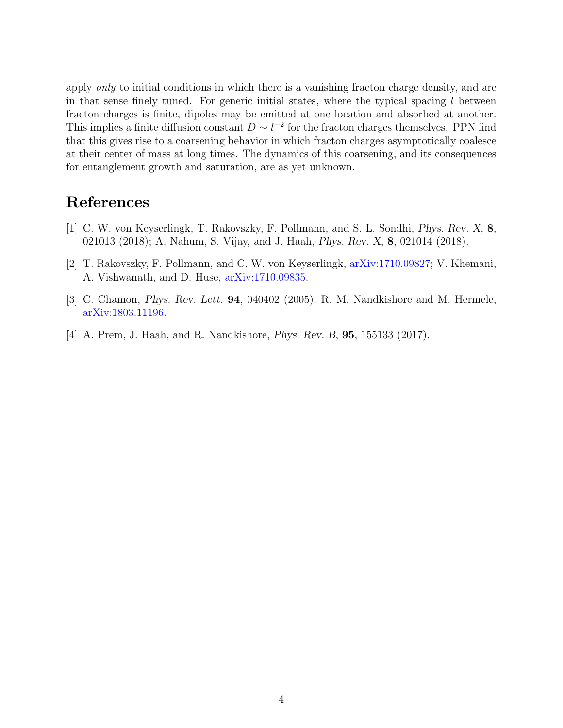apply *only* to initial conditions in which there is a vanishing fracton charge density, and are in that sense finely tuned. For generic initial states, where the typical spacing $l$ between fracton charges is finite, dipoles may be emitted at one location and absorbed at another. This implies a finite diffusion constant $D \sim l^{-2}$ for the fracton charges themselves. PPN find that this gives rise to a coarsening behavior in which fracton charges asymptotically coalesce at their center of mass at long times. The dynamics of this coarsening, and its consequences for entanglement growth and saturation, are as yet unknown.

# References

[1] C. W. von Keyserlingk, T. Rakovszky, F. Pollmann, and S. L. Sondhi, *Phys. Rev. X*, **8**, 021013 (2018); A. Nahum, S. Vijay, and J. Haah, *Phys. Rev. X*, **8**, 021014 (2018).

[2] T. Rakovszky, F. Pollmann, and C. W. von Keyserlingk, arXiv:1710.09827; V. Khemani, A. Vishwanath, and D. Huse, arXiv:1710.09835.

[3] C. Chamon, *Phys. Rev. Lett.* **94**, 040402 (2005); R. M. Nandkishore and M. Hermele, arXiv:1803.11196.

[4] A. Prem, J. Haah, and R. Nandkishore, *Phys. Rev. B*, **95**, 155133 (2017).